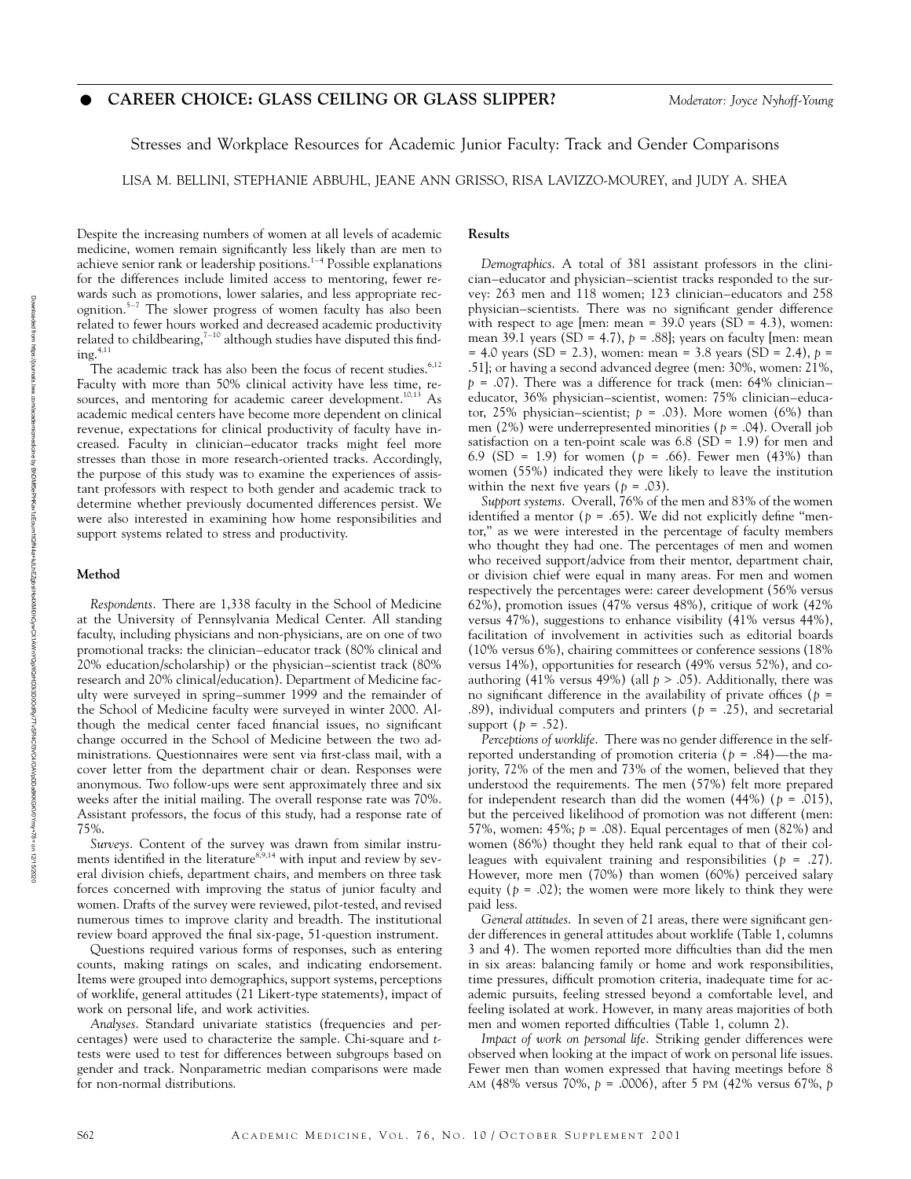## ● CAREER CHOICE: GLASS CEILING OR GLASS SLIPPER?

*Moderator: Joyce Nyhoff-Young*

# Stresses and Workplace Resources for Academic Junior Faculty: Track and Gender Comparisons

LISA M. BELLINI, STEPHANIE ABBUHL, JEANE ANN GRISSO, RISA LAVIZZO-MOUREY, and JUDY A. SHEA

Despite the increasing numbers of women at all levels of academic medicine, women remain significantly less likely than are men to achieve senior rank or leadership positions.[1–4] Possible explanations for the differences include limited access to mentoring, fewer rewards such as promotions, lower salaries, and less appropriate recognition.[5–7] The slower progress of women faculty has also been related to fewer hours worked and decreased academic productivity related to childbearing,[7–10] although studies have disputed this finding.[4,11]

The academic track has also been the focus of recent studies.[6,12] Faculty with more than 50% clinical activity have less time, resources, and mentoring for academic career development.[10,13] As academic medical centers have become more dependent on clinical revenue, expectations for clinical productivity of faculty have increased. Faculty in clinician–educator tracks might feel more stresses than those in more research-oriented tracks. Accordingly, the purpose of this study was to examine the experiences of assistant professors with respect to both gender and academic track to determine whether previously documented differences persist. We were also interested in examining how home responsibilities and support systems related to stress and productivity.

### Method

*Respondents.* There are 1,338 faculty in the School of Medicine at the University of Pennsylvania Medical Center. All standing faculty, including physicians and non-physicians, are on one of two promotional tracks: the clinician–educator track (80% clinical and 20% education/scholarship) or the physician–scientist track (80% research and 20% clinical/education). Department of Medicine faculty were surveyed in spring–summer 1999 and the remainder of the School of Medicine faculty were surveyed in winter 2000. Although the medical center faced financial issues, no significant change occurred in the School of Medicine between the two administrations. Questionnaires were sent via first-class mail, with a cover letter from the department chair or dean. Responses were anonymous. Two follow-ups were sent approximately three and six weeks after the initial mailing. The overall response rate was 70%. Assistant professors, the focus of this study, had a response rate of 75%.

*Surveys.* Content of the survey was drawn from similar instruments identified in the literature[8,9,14] with input and review by several division chiefs, department chairs, and members on three task forces concerned with improving the status of junior faculty and women. Drafts of the survey were reviewed, pilot-tested, and revised numerous times to improve clarity and breadth. The institutional review board approved the final six-page, 51-question instrument.

Questions required various forms of responses, such as entering counts, making ratings on scales, and indicating endorsement. Items were grouped into demographics, support systems, perceptions of worklife, general attitudes (21 Likert-type statements), impact of work on personal life, and work activities.

*Analyses.* Standard univariate statistics (frequencies and percentages) were used to characterize the sample. Chi-square and $t$-tests were used to test for differences between subgroups based on gender and track. Nonparametric median comparisons were made for non-normal distributions.

### Results

*Demographics.* A total of 381 assistant professors in the clinician–educator and physician–scientist tracks responded to the survey: 263 men and 118 women; 123 clinician–educators and 258 physician–scientists. There was no significant gender difference with respect to age [men: mean = 39.0 years (SD = 4.3), women: mean 39.1 years (SD = 4.7), $p$ = .88]; years on faculty [men: mean = 4.0 years (SD = 2.3), women: mean = 3.8 years (SD = 2.4), $p$ = .51]; or having a second advanced degree (men: 30%, women: 21%, $p$ = .07). There was a difference for track (men: 64% clinician–educator, 36% physician–scientist, women: 75% clinician–educator, 25% physician–scientist; $p$ = .03). More women (6%) than men (2%) were underrepresented minorities ($p$ = .04). Overall job satisfaction on a ten-point scale was 6.8 (SD = 1.9) for men and 6.9 (SD = 1.9) for women ($p$ = .66). Fewer men (43%) than women (55%) indicated they were likely to leave the institution within the next five years ($p$ = .03).

*Support systems.* Overall, 76% of the men and 83% of the women identified a mentor ($p$ = .65). We did not explicitly define "mentor," as we were interested in the percentage of faculty members who thought they had one. The percentages of men and women who received support/advice from their mentor, department chair, or division chief were equal in many areas. For men and women respectively the percentages were: career development (56% versus 62%), promotion issues (47% versus 48%), critique of work (42% versus 47%), suggestions to enhance visibility (41% versus 44%), facilitation of involvement in activities such as editorial boards (10% versus 6%), chairing committees or conference sessions (18% versus 14%), opportunities for research (49% versus 52%), and co-authoring (41% versus 49%) (all $p$ > .05). Additionally, there was no significant difference in the availability of private offices ($p$ = .89), individual computers and printers ($p$ = .25), and secretarial support ($p$ = .52).

*Perceptions of worklife.* There was no gender difference in the self-reported understanding of promotion criteria ($p$ = .84)—the majority, 72% of the men and 73% of the women, believed that they understood the requirements. The men (57%) felt more prepared for independent research than did the women (44%) ($p$ = .015), but the perceived likelihood of promotion was not different (men: 57%, women: 45%; $p$ = .08). Equal percentages of men (82%) and women (86%) thought they held rank equal to that of their colleagues with equivalent training and responsibilities ($p$ = .27). However, more men (70%) than women (60%) perceived salary equity ($p$ = .02); the women were more likely to think they were paid less.

*General attitudes.* In seven of 21 areas, there were significant gender differences in general attitudes about worklife (Table 1, columns 3 and 4). The women reported more difficulties than did the men in six areas: balancing family or home and work responsibilities, time pressures, difficult promotion criteria, inadequate time for academic pursuits, feeling stressed beyond a comfortable level, and feeling isolated at work. However, in many areas majorities of both men and women reported difficulties (Table 1, column 2).

*Impact of work on personal life.* Striking gender differences were observed when looking at the impact of work on personal life issues. Fewer men than women expressed that having meetings before 8 AM (48% versus 70%, $p$ = .0006), after 5 PM (42% versus 67%, $p$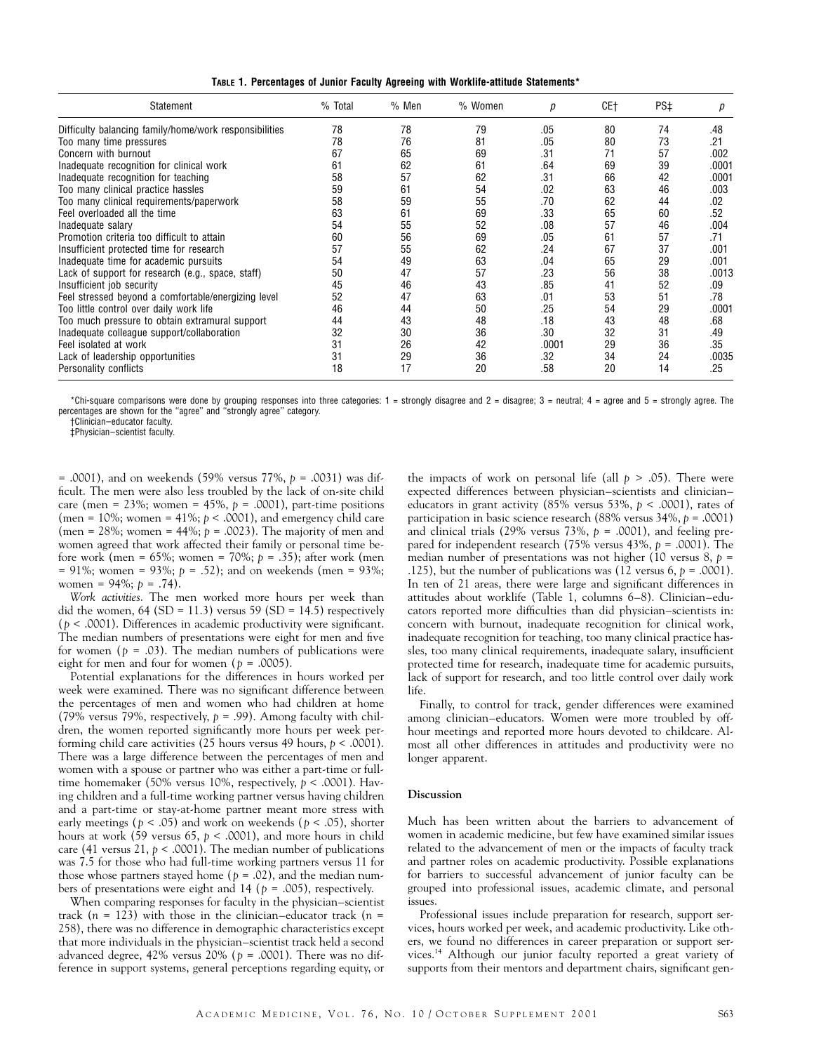**TABLE 1. Percentages of Junior Faculty Agreeing with Worklife-attitude Statements***

| Statement | % Total | % Men | % Women | $p$ | CE† | PS‡ | $p$ |
|---|---|---|---|---|---|---|---|
| Difficulty balancing family/home/work responsibilities | 78 | 78 | 79 | .05 | 80 | 74 | .48 |
| Too many time pressures | 78 | 76 | 81 | .05 | 80 | 73 | .21 |
| Concern with burnout | 67 | 65 | 69 | .31 | 71 | 57 | .002 |
| Inadequate recognition for clinical work | 61 | 62 | 61 | .64 | 69 | 39 | .0001 |
| Inadequate recognition for teaching | 58 | 57 | 62 | .31 | 66 | 42 | .0001 |
| Too many clinical practice hassles | 59 | 61 | 54 | .02 | 63 | 46 | .003 |
| Too many clinical requirements/paperwork | 58 | 59 | 55 | .70 | 62 | 44 | .02 |
| Feel overloaded all the time | 63 | 61 | 69 | .33 | 65 | 60 | .52 |
| Inadequate salary | 54 | 55 | 52 | .08 | 57 | 46 | .004 |
| Promotion criteria too difficult to attain | 60 | 56 | 69 | .05 | 61 | 57 | .71 |
| Insufficient protected time for research | 57 | 55 | 62 | .24 | 67 | 37 | .001 |
| Inadequate time for academic pursuits | 54 | 49 | 63 | .04 | 65 | 29 | .001 |
| Lack of support for research (e.g., space, staff) | 50 | 47 | 57 | .23 | 56 | 38 | .0013 |
| Insufficient job security | 45 | 46 | 43 | .85 | 41 | 52 | .09 |
| Feel stressed beyond a comfortable/energizing level | 52 | 47 | 63 | .01 | 53 | 51 | .78 |
| Too little control over daily work life | 46 | 44 | 50 | .25 | 54 | 29 | .0001 |
| Too much pressure to obtain extramural support | 44 | 43 | 48 | .18 | 43 | 48 | .68 |
| Inadequate colleague support/collaboration | 32 | 30 | 36 | .30 | 32 | 31 | .49 |
| Feel isolated at work | 31 | 26 | 42 | .0001 | 29 | 36 | .35 |
| Lack of leadership opportunities | 31 | 29 | 36 | .32 | 34 | 24 | .0035 |
| Personality conflicts | 18 | 17 | 20 | .58 | 20 | 14 | .25 |

*Chi-square comparisons were done by grouping responses into three categories: 1 = strongly disagree and 2 = disagree; 3 = neutral; 4 = agree and 5 = strongly agree. The percentages are shown for the "agree" and "strongly agree" category.

†Clinician–educator faculty.

‡Physician–scientist faculty.

= .0001), and on weekends (59% versus 77%, $p$ = .0031) was difficult. The men were also less troubled by the lack of on-site child care (men = 23%; women = 45%, $p$ = .0001), part-time positions (men = 10%; women = 41%; $p$ < .0001), and emergency child care (men = 28%; women = 44%; $p$ = .0023). The majority of men and women agreed that work affected their family or personal time before work (men = 65%; women = 70%; $p$ = .35); after work (men = 91%; women = 93%; $p$ = .52); and on weekends (men = 93%; women = 94%; $p$ = .74).

*Work activities.* The men worked more hours per week than did the women, 64 (SD = 11.3) versus 59 (SD = 14.5) respectively ($p$ < .0001). Differences in academic productivity were significant. The median numbers of presentations were eight for men and five for women ($p$ = .03). The median numbers of publications were eight for men and four for women ($p$ = .0005).

Potential explanations for the differences in hours worked per week were examined. There was no significant difference between the percentages of men and women who had children at home (79% versus 79%, respectively, $p$ = .99). Among faculty with children, the women reported significantly more hours per week performing child care activities (25 hours versus 49 hours, $p$ < .0001). There was a large difference between the percentages of men and women with a spouse or partner who was either a part-time or full-time homemaker (50% versus 10%, respectively, $p$ < .0001). Having children and a full-time working partner versus having children and a part-time or stay-at-home partner meant more stress with early meetings ($p$ < .05) and work on weekends ($p$ < .05), shorter hours at work (59 versus 65, $p$ < .0001), and more hours in child care (41 versus 21, $p$ < .0001). The median number of publications was 7.5 for those who had full-time working partners versus 11 for those whose partners stayed home ($p$ = .02), and the median numbers of presentations were eight and 14 ($p$ = .005), respectively.

When comparing responses for faculty in the physician–scientist track ($n$ = 123) with those in the clinician–educator track ($n$ = 258), there was no difference in demographic characteristics except that more individuals in the physician–scientist track held a second advanced degree, 42% versus 20% ($p$ = .0001). There was no difference in support systems, general perceptions regarding equity, or the impacts of work on personal life (all $p$ > .05). There were expected differences between physician–scientists and clinician–educators in grant activity (85% versus 53%, $p$ < .0001), rates of participation in basic science research (88% versus 34%, $p$ = .0001) and clinical trials (29% versus 73%, $p$ = .0001), and feeling prepared for independent research (75% versus 43%, $p$ = .0001). The median number of presentations was not higher (10 versus 8, $p$ = .125), but the number of publications was (12 versus 6, $p$ = .0001). In ten of 21 areas, there were large and significant differences in attitudes about worklife (Table 1, columns 6–8). Clinician–educators reported more difficulties than did physician–scientists in: concern with burnout, inadequate recognition for clinical work, inadequate recognition for teaching, too many clinical practice hassles, too many clinical requirements, inadequate salary, insufficient protected time for research, inadequate time for academic pursuits, lack of support for research, and too little control over daily work life.

Finally, to control for track, gender differences were examined among clinician–educators. Women were more troubled by off-hour meetings and reported more hours devoted to childcare. Almost all other differences in attitudes and productivity were no longer apparent.

## Discussion

Much has been written about the barriers to advancement of women in academic medicine, but few have examined similar issues related to the advancement of men or the impacts of faculty track and partner roles on academic productivity. Possible explanations for barriers to successful advancement of junior faculty can be grouped into professional issues, academic climate, and personal issues.

Professional issues include preparation for research, support services, hours worked per week, and academic productivity. Like others, we found no differences in career preparation or support services.[14] Although our junior faculty reported a great variety of supports from their mentors and department chairs, significant gen-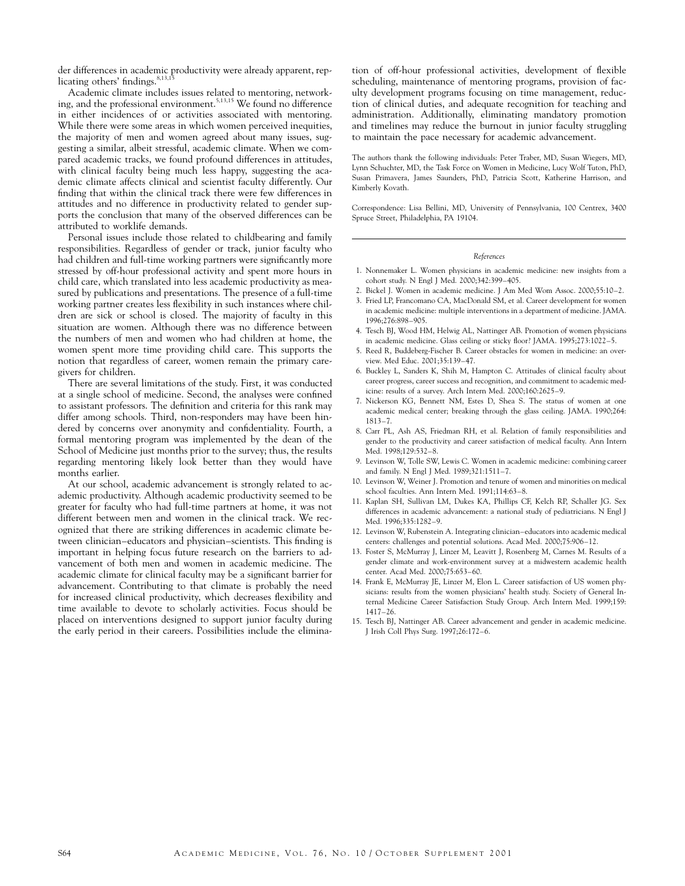der differences in academic productivity were already apparent, replicating others' findings.[8,13,15]

Academic climate includes issues related to mentoring, networking, and the professional environment.[5,13,15] We found no difference in either incidences of or activities associated with mentoring. While there were some areas in which women perceived inequities, the majority of men and women agreed about many issues, suggesting a similar, albeit stressful, academic climate. When we compared academic tracks, we found profound differences in attitudes, with clinical faculty being much less happy, suggesting the academic climate affects clinical and scientist faculty differently. Our finding that within the clinical track there were few differences in attitudes and no difference in productivity related to gender supports the conclusion that many of the observed differences can be attributed to worklife demands.

Personal issues include those related to childbearing and family responsibilities. Regardless of gender or track, junior faculty who had children and full-time working partners were significantly more stressed by off-hour professional activity and spent more hours in child care, which translated into less academic productivity as measured by publications and presentations. The presence of a full-time working partner creates less flexibility in such instances where children are sick or school is closed. The majority of faculty in this situation are women. Although there was no difference between the numbers of men and women who had children at home, the women spent more time providing child care. This supports the notion that regardless of career, women remain the primary caregivers for children.

There are several limitations of the study. First, it was conducted at a single school of medicine. Second, the analyses were confined to assistant professors. The definition and criteria for this rank may differ among schools. Third, non-responders may have been hindered by concerns over anonymity and confidentiality. Fourth, a formal mentoring program was implemented by the dean of the School of Medicine just months prior to the survey; thus, the results regarding mentoring likely look better than they would have months earlier.

At our school, academic advancement is strongly related to academic productivity. Although academic productivity seemed to be greater for faculty who had full-time partners at home, it was not different between men and women in the clinical track. We recognized that there are striking differences in academic climate between clinician–educators and physician–scientists. This finding is important in helping focus future research on the barriers to advancement of both men and women in academic medicine. The academic climate for clinical faculty may be a significant barrier for advancement. Contributing to that climate is probably the need for increased clinical productivity, which decreases flexibility and time available to devote to scholarly activities. Focus should be placed on interventions designed to support junior faculty during the early period in their careers. Possibilities include the elimination of off-hour professional activities, development of flexible scheduling, maintenance of mentoring programs, provision of faculty development programs focusing on time management, reduction of clinical duties, and adequate recognition for teaching and administration. Additionally, eliminating mandatory promotion and timelines may reduce the burnout in junior faculty struggling to maintain the pace necessary for academic advancement.

The authors thank the following individuals: Peter Traber, MD, Susan Wiegers, MD, Lynn Schuchter, MD, the Task Force on Women in Medicine, Lucy Wolf Tuton, PhD, Susan Primavera, James Saunders, PhD, Patricia Scott, Katherine Harrison, and Kimberly Kovath.

Correspondence: Lisa Bellini, MD, University of Pennsylvania, 100 Centrex, 3400 Spruce Street, Philadelphia, PA 19104.

*References*

1. Nonnemaker L. Women physicians in academic medicine: new insights from a cohort study. N Engl J Med. 2000;342:399–405.
2. Bickel J. Women in academic medicine. J Am Med Wom Assoc. 2000;55:10–2.
3. Fried LP, Francomano CA, MacDonald SM, et al. Career development for women in academic medicine: multiple interventions in a department of medicine. JAMA. 1996;276:898–905.
4. Tesch BJ, Wood HM, Helwig AL, Nattinger AB. Promotion of women physicians in academic medicine. Glass ceiling or sticky floor? JAMA. 1995;273:1022–5.
5. Reed R, Buddeberg-Fischer B. Career obstacles for women in medicine: an overview. Med Educ. 2001;35:139–47.
6. Buckley L, Sanders K, Shih M, Hampton C. Attitudes of clinical faculty about career progress, career success and recognition, and commitment to academic medicine: results of a survey. Arch Intern Med. 2000;160:2625–9.
7. Nickerson KG, Bennett NM, Estes D, Shea S. The status of women at one academic medical center; breaking through the glass ceiling. JAMA. 1990;264:1813–7.
8. Carr PL, Ash AS, Friedman RH, et al. Relation of family responsibilities and gender to the productivity and career satisfaction of medical faculty. Ann Intern Med. 1998;129:532–8.
9. Levinson W, Tolle SW, Lewis C. Women in academic medicine: combining career and family. N Engl J Med. 1989;321:1511–7.
10. Levinson W, Weiner J. Promotion and tenure of women and minorities on medical school faculties. Ann Intern Med. 1991;114:63–8.
11. Kaplan SH, Sullivan LM, Dukes KA, Phillips CF, Kelch RP, Schaller JG. Sex differences in academic advancement: a national study of pediatricians. N Engl J Med. 1996;335:1282–9.
12. Levinson W, Rubenstein A. Integrating clinician–educators into academic medical centers: challenges and potential solutions. Acad Med. 2000;75:906–12.
13. Foster S, McMurray J, Linzer M, Leavitt J, Rosenberg M, Carnes M. Results of a gender climate and work-environment survey at a midwestern academic health center. Acad Med. 2000;75:653–60.
14. Frank E, McMurray JE, Linzer M, Elon L. Career satisfaction of US women physicians: results from the women physicians' health study. Society of General Internal Medicine Career Satisfaction Study Group. Arch Intern Med. 1999;159:1417–26.
15. Tesch BJ, Nattinger AB. Career advancement and gender in academic medicine. J Irish Coll Phys Surg. 1997;26:172–6.